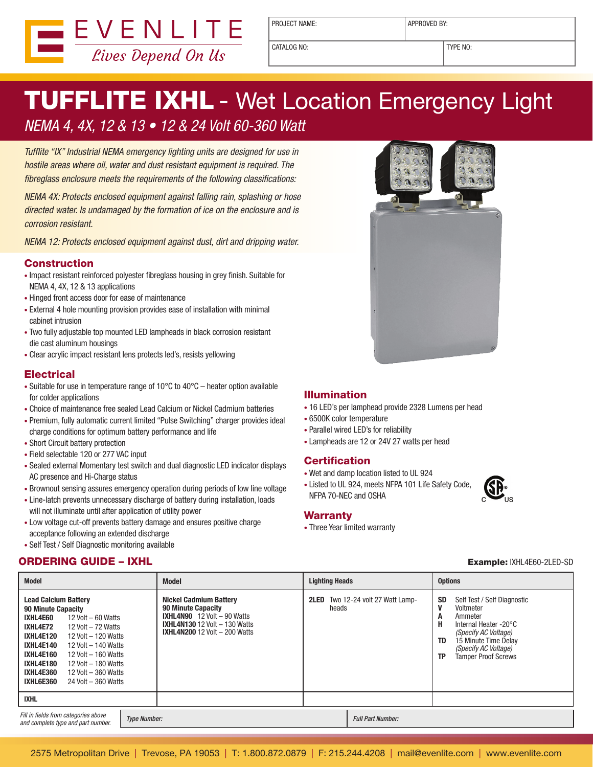EVENLITE

*Lives Depend On Us*

| PROJECT NAME: | APPROVED BY: |
|---|---|
| CATALOG NO: | TYPE NO: |

# TUFFLITE IXHL - Wet Location Emergency Light

*NEMA 4, 4X, 12 & 13 • 12 & 24 Volt 60-360 Watt*

*Tufflite "IX" Industrial NEMA emergency lighting units are designed for use in hostile areas where oil, water and dust resistant equipment is required. The fibreglass enclosure meets the requirements of the following classifications:*

*NEMA 4X: Protects enclosed equipment against falling rain, splashing or hose directed water. Is undamaged by the formation of ice on the enclosure and is corrosion resistant.*

*NEMA 12: Protects enclosed equipment against dust, dirt and dripping water.*

## Construction

- Impact resistant reinforced polyester fibreglass housing in grey finish. Suitable for NEMA 4, 4X, 12 & 13 applications
- Hinged front access door for ease of maintenance
- External 4 hole mounting provision provides ease of installation with minimal cabinet intrusion
- Two fully adjustable top mounted LED lampheads in black corrosion resistant die cast aluminum housings
- Clear acrylic impact resistant lens protects led's, resists yellowing

## Electrical

- Suitable for use in temperature range of 10°C to 40°C – heater option available for colder applications
- Choice of maintenance free sealed Lead Calcium or Nickel Cadmium batteries
- Premium, fully automatic current limited "Pulse Switching" charger provides ideal charge conditions for optimum battery performance and life
- Short Circuit battery protection
- Field selectable 120 or 277 VAC input
- Sealed external Momentary test switch and dual diagnostic LED indicator displays AC presence and Hi-Charge status
- Brownout sensing assures emergency operation during periods of low line voltage
- Line-latch prevents unnecessary discharge of battery during installation, loads will not illuminate until after application of utility power
- Low voltage cut-off prevents battery damage and ensures positive charge acceptance following an extended discharge
- Self Test / Self Diagnostic monitoring available

## Illumination

- 16 LED's per lamphead provide 2328 Lumens per head
- 6500K color temperature
- Parallel wired LED's for reliability
- Lampheads are 12 or 24V 27 watts per head

## Certification

- Wet and damp location listed to UL 924
- Listed to UL 924, meets NFPA 101 Life Safety Code, NFPA 70-NEC and OSHA

## Warranty

- Three Year limited warranty

## ORDERING GUIDE – IXHL

**Example:** IXHL4E60-2LED-SD

| Model | Model | Lighting Heads | Options |
|---|---|---|---|
| **Lead Calcium Battery**<br>**90 Minute Capacity**<br>**IXHL4E60** 12 Volt – 60 Watts<br>**IXHL4E72** 12 Volt – 72 Watts<br>**IXHL4E120** 12 Volt – 120 Watts<br>**IXHL4E140** 12 Volt – 140 Watts<br>**IXHL4E160** 12 Volt – 160 Watts<br>**IXHL4E180** 12 Volt – 180 Watts<br>**IXHL4E360** 12 Volt – 360 Watts<br>**IXHL6E360** 24 Volt – 360 Watts | **Nickel Cadmium Battery**<br>**90 Minute Capacity**<br>**IXHL4N90** 12 Volt – 90 Watts<br>**IXHL4N130** 12 Volt – 130 Watts<br>**IXHL4N200** 12 Volt – 200 Watts | **2LED** Two 12-24 volt 27 Watt Lampheads | **SD** Self Test / Self Diagnostic<br>**V** Voltmeter<br>**A** Ammeter<br>**H** Internal Heater -20°C *(Specify AC Voltage)*<br>**TD** 15 Minute Time Delay *(Specify AC Voltage)*<br>**TP** Tamper Proof Screws |
| **IXHL** | | | |

| *Fill in fields from categories above and complete type and part number.* | *Type Number:* | *Full Part Number:* |
|---|---|---|

2575 Metropolitan Drive | Trevose, PA 19053 | T: 1.800.872.0879 | F: 215.244.4208 | mail@evenlite.com | www.evenlite.com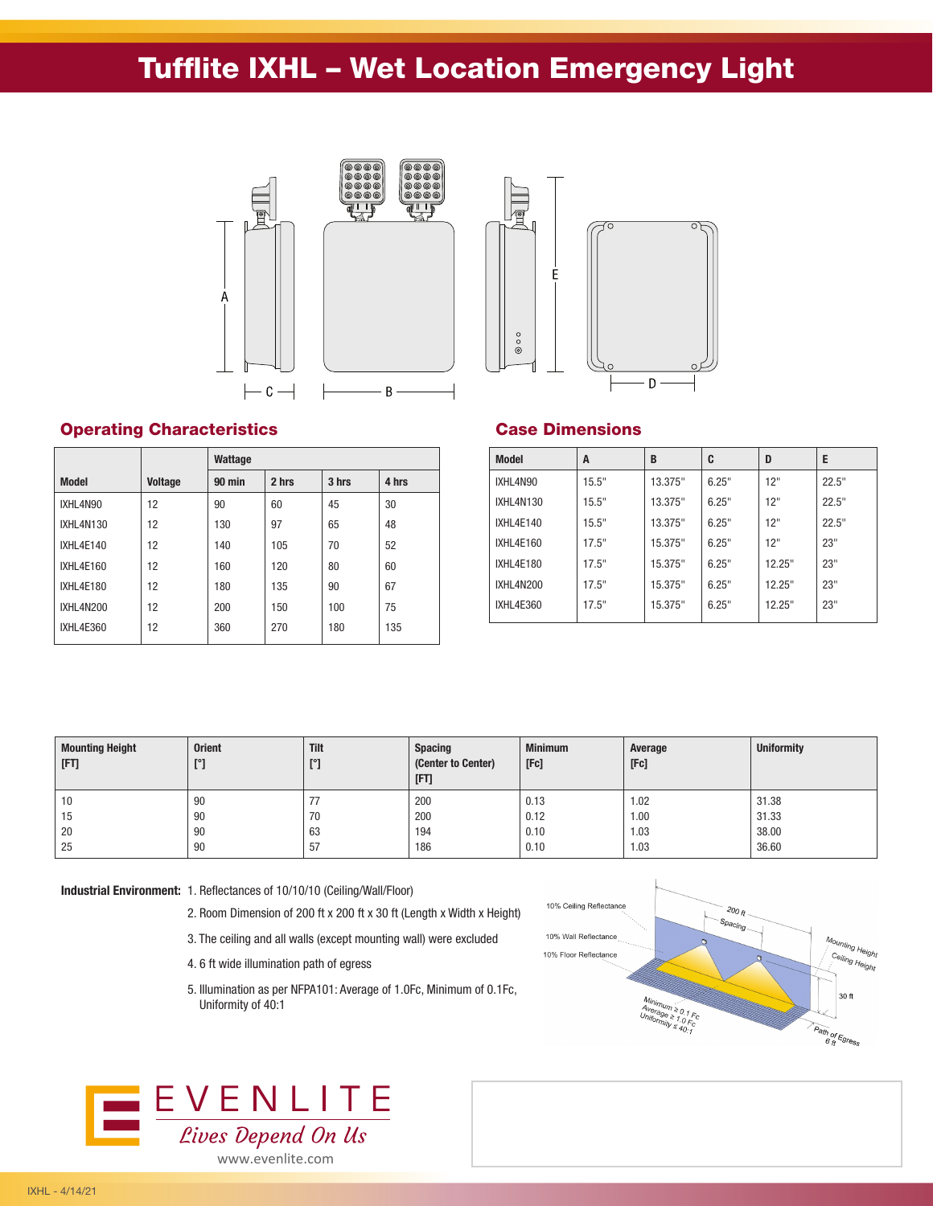# Tufflite IXHL – Wet Location Emergency Light

A

C

B

E

D

## Operating Characteristics

| Model | Voltage | Wattage | | | |
|---|---|---|---|---|---|
| | | 90 min | 2 hrs | 3 hrs | 4 hrs |
| IXHL4N90 | 12 | 90 | 60 | 45 | 30 |
| IXHL4N130 | 12 | 130 | 97 | 65 | 48 |
| IXHL4E140 | 12 | 140 | 105 | 70 | 52 |
| IXHL4E160 | 12 | 160 | 120 | 80 | 60 |
| IXHL4E180 | 12 | 180 | 135 | 90 | 67 |
| IXHL4N200 | 12 | 200 | 150 | 100 | 75 |
| IXHL4E360 | 12 | 360 | 270 | 180 | 135 |

## Case Dimensions

| Model | A | B | C | D | E |
|---|---|---|---|---|---|
| IXHL4N90 | 15.5" | 13.375" | 6.25" | 12" | 22.5" |
| IXHL4N130 | 15.5" | 13.375" | 6.25" | 12" | 22.5" |
| IXHL4E140 | 15.5" | 13.375" | 6.25" | 12" | 22.5" |
| IXHL4E160 | 17.5" | 15.375" | 6.25" | 12" | 23" |
| IXHL4E180 | 17.5" | 15.375" | 6.25" | 12.25" | 23" |
| IXHL4N200 | 17.5" | 15.375" | 6.25" | 12.25" | 23" |
| IXHL4E360 | 17.5" | 15.375" | 6.25" | 12.25" | 23" |

| Mounting Height [FT] | Orient [°] | Tilt [°] | Spacing (Center to Center) [FT] | Minimum [Fc] | Average [Fc] | Uniformity |
|---|---|---|---|---|---|---|
| 10 | 90 | 77 | 200 | 0.13 | 1.02 | 31.38 |
| 15 | 90 | 70 | 200 | 0.12 | 1.00 | 31.33 |
| 20 | 90 | 63 | 194 | 0.10 | 1.03 | 38.00 |
| 25 | 90 | 57 | 186 | 0.10 | 1.03 | 36.60 |

**Industrial Environment:**

1. Reflectances of 10/10/10 (Ceiling/Wall/Floor)
2. Room Dimension of 200 ft x 200 ft x 30 ft (Length x Width x Height)
3. The ceiling and all walls (except mounting wall) were excluded
4. 6 ft wide illumination path of egress
5. Illumination as per NFPA101: Average of 1.0Fc, Minimum of 0.1Fc, Uniformity of 40:1

10% Ceiling Reflectance

10% Wall Reflectance

10% Floor Reflectance

200 ft Spacing

Mounting Height

Ceiling Height

30 ft

Minimum ≥ 0.1 Fc
Average ≥ 1.0 Fc
Uniformity ≤ 40:1

Path of Egress 6 ft

EVENLITE
*Lives Depend On Us*
www.evenlite.com

IXHL - 4/14/21